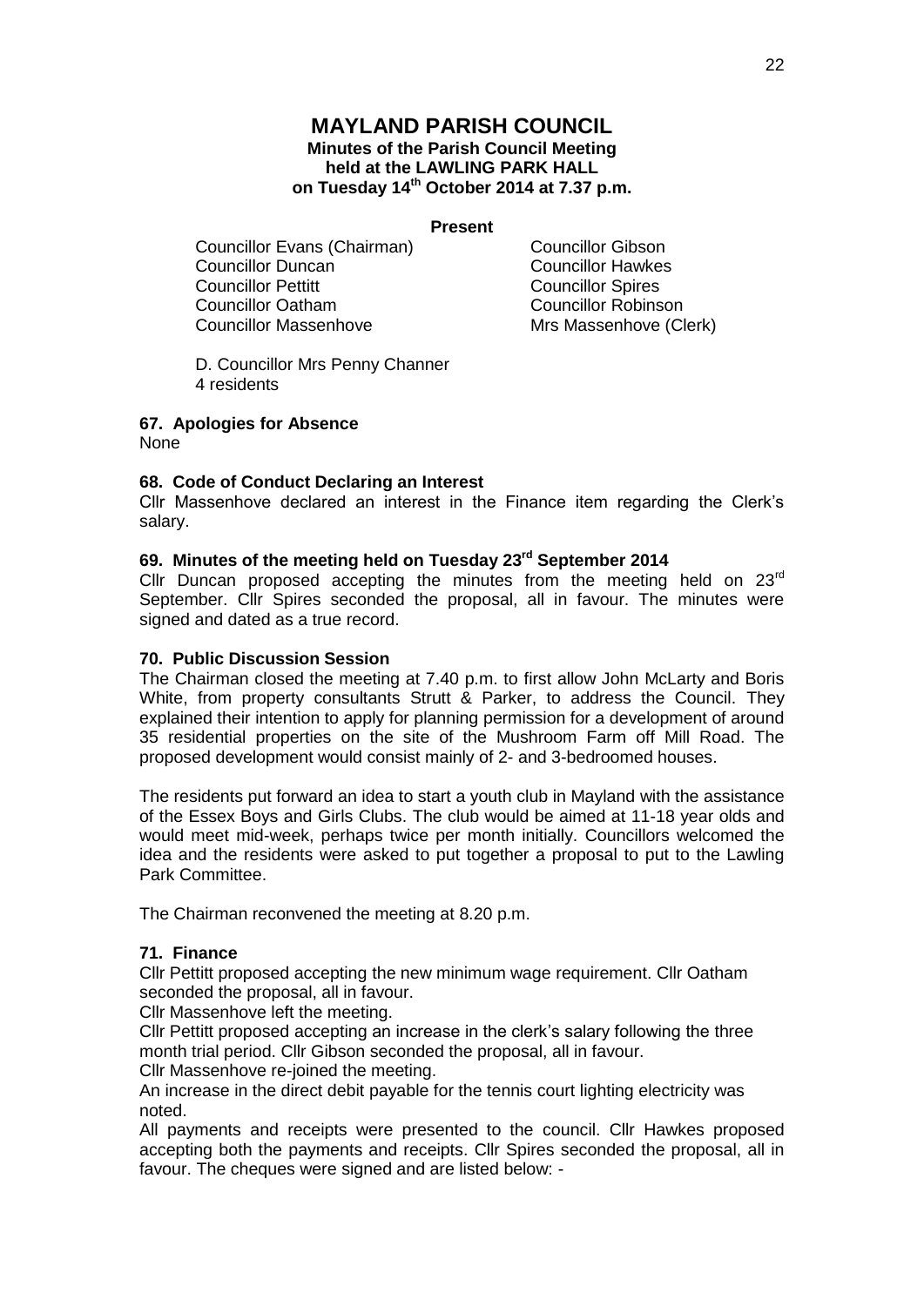# MAYLAND PARISH COUNCIL

**Minutes of the Parish Council Meeting held at the LAWLING PARK HALL on Tuesday 14th October 2014 at 7.37 p.m.**

**Present**

Councillor Evans (Chairman)
Councillor Duncan
Councillor Pettitt
Councillor Oatham
Councillor Massenhove
Councillor Gibson
Councillor Hawkes
Councillor Spires
Councillor Robinson
Mrs Massenhove (Clerk)

D. Councillor Mrs Penny Channer
4 residents

**67. Apologies for Absence**

None

**68. Code of Conduct Declaring an Interest**

Cllr Massenhove declared an interest in the Finance item regarding the Clerk's salary.

**69. Minutes of the meeting held on Tuesday 23rd September 2014**

Cllr Duncan proposed accepting the minutes from the meeting held on 23rd September. Cllr Spires seconded the proposal, all in favour. The minutes were signed and dated as a true record.

**70. Public Discussion Session**

The Chairman closed the meeting at 7.40 p.m. to first allow John McLarty and Boris White, from property consultants Strutt & Parker, to address the Council. They explained their intention to apply for planning permission for a development of around 35 residential properties on the site of the Mushroom Farm off Mill Road. The proposed development would consist mainly of 2- and 3-bedroomed houses.

The residents put forward an idea to start a youth club in Mayland with the assistance of the Essex Boys and Girls Clubs. The club would be aimed at 11-18 year olds and would meet mid-week, perhaps twice per month initially. Councillors welcomed the idea and the residents were asked to put together a proposal to put to the Lawling Park Committee.

The Chairman reconvened the meeting at 8.20 p.m.

**71. Finance**

Cllr Pettitt proposed accepting the new minimum wage requirement. Cllr Oatham seconded the proposal, all in favour.

Cllr Massenhove left the meeting.

Cllr Pettitt proposed accepting an increase in the clerk's salary following the three month trial period. Cllr Gibson seconded the proposal, all in favour.

Cllr Massenhove re-joined the meeting.

An increase in the direct debit payable for the tennis court lighting electricity was noted.

All payments and receipts were presented to the council. Cllr Hawkes proposed accepting both the payments and receipts. Cllr Spires seconded the proposal, all in favour. The cheques were signed and are listed below: -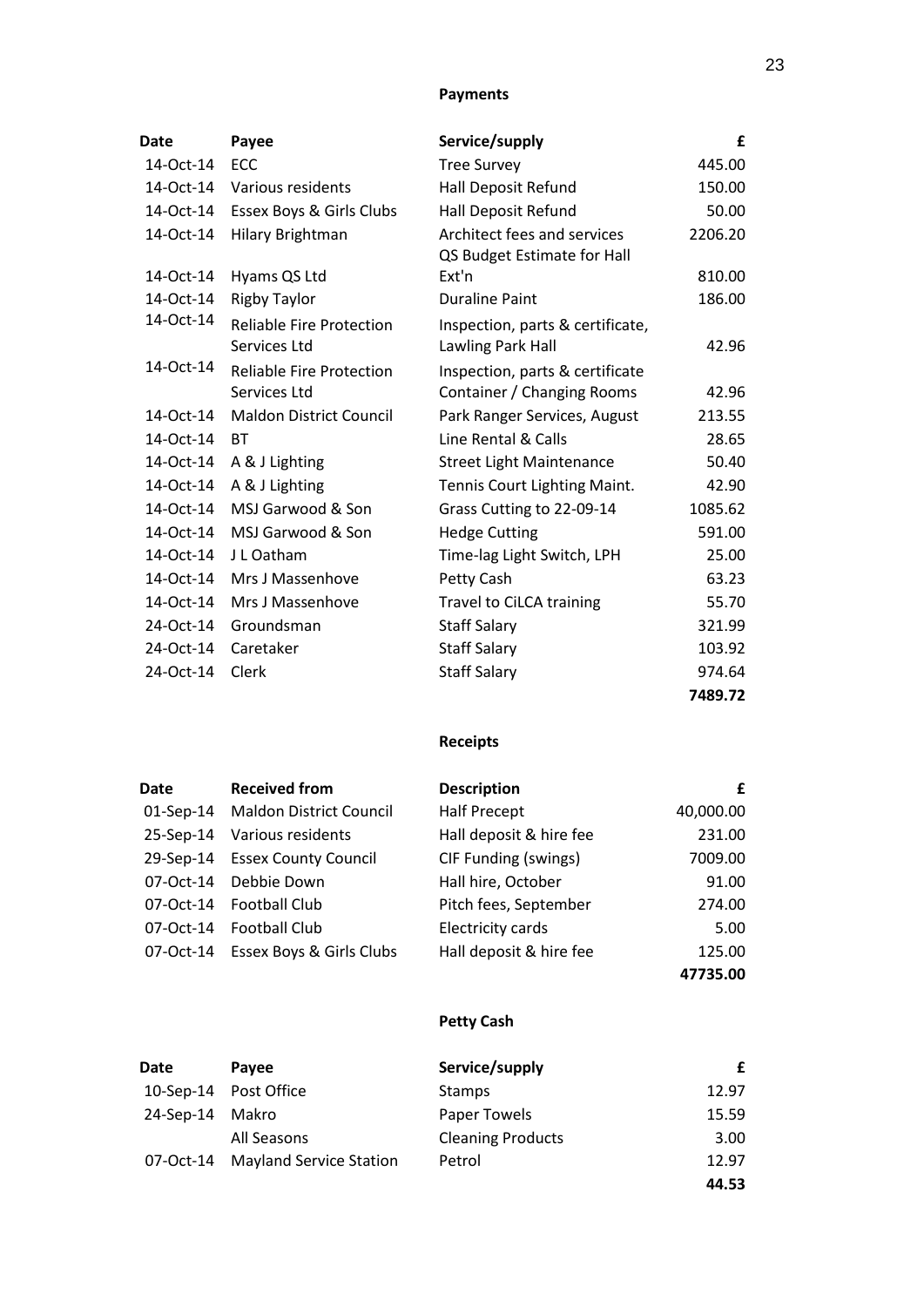**Payments**

| Date | Payee | Service/supply | £ |
|---|---|---|---|
| 14-Oct-14 | ECC | Tree Survey | 445.00 |
| 14-Oct-14 | Various residents | Hall Deposit Refund | 150.00 |
| 14-Oct-14 | Essex Boys & Girls Clubs | Hall Deposit Refund | 50.00 |
| 14-Oct-14 | Hilary Brightman | Architect fees and services | 2206.20 |
| 14-Oct-14 | Hyams QS Ltd | QS Budget Estimate for Hall Ext'n | 810.00 |
| 14-Oct-14 | Rigby Taylor | Duraline Paint | 186.00 |
| 14-Oct-14 | Reliable Fire Protection Services Ltd | Inspection, parts & certificate, Lawling Park Hall | 42.96 |
| 14-Oct-14 | Reliable Fire Protection Services Ltd | Inspection, parts & certificate Container / Changing Rooms | 42.96 |
| 14-Oct-14 | Maldon District Council | Park Ranger Services, August | 213.55 |
| 14-Oct-14 | BT | Line Rental & Calls | 28.65 |
| 14-Oct-14 | A & J Lighting | Street Light Maintenance | 50.40 |
| 14-Oct-14 | A & J Lighting | Tennis Court Lighting Maint. | 42.90 |
| 14-Oct-14 | MSJ Garwood & Son | Grass Cutting to 22-09-14 | 1085.62 |
| 14-Oct-14 | MSJ Garwood & Son | Hedge Cutting | 591.00 |
| 14-Oct-14 | J L Oatham | Time-lag Light Switch, LPH | 25.00 |
| 14-Oct-14 | Mrs J Massenhove | Petty Cash | 63.23 |
| 14-Oct-14 | Mrs J Massenhove | Travel to CiLCA training | 55.70 |
| 24-Oct-14 | Groundsman | Staff Salary | 321.99 |
| 24-Oct-14 | Caretaker | Staff Salary | 103.92 |
| 24-Oct-14 | Clerk | Staff Salary | 974.64 |
| | | | **7489.72** |

**Receipts**

| Date | Received from | Description | £ |
|---|---|---|---|
| 01-Sep-14 | Maldon District Council | Half Precept | 40,000.00 |
| 25-Sep-14 | Various residents | Hall deposit & hire fee | 231.00 |
| 29-Sep-14 | Essex County Council | CIF Funding (swings) | 7009.00 |
| 07-Oct-14 | Debbie Down | Hall hire, October | 91.00 |
| 07-Oct-14 | Football Club | Pitch fees, September | 274.00 |
| 07-Oct-14 | Football Club | Electricity cards | 5.00 |
| 07-Oct-14 | Essex Boys & Girls Clubs | Hall deposit & hire fee | 125.00 |
| | | | **47735.00** |

**Petty Cash**

| Date | Payee | Service/supply | £ |
|---|---|---|---|
| 10-Sep-14 | Post Office | Stamps | 12.97 |
| 24-Sep-14 | Makro | Paper Towels | 15.59 |
| | All Seasons | Cleaning Products | 3.00 |
| 07-Oct-14 | Mayland Service Station | Petrol | 12.97 |
| | | | **44.53** |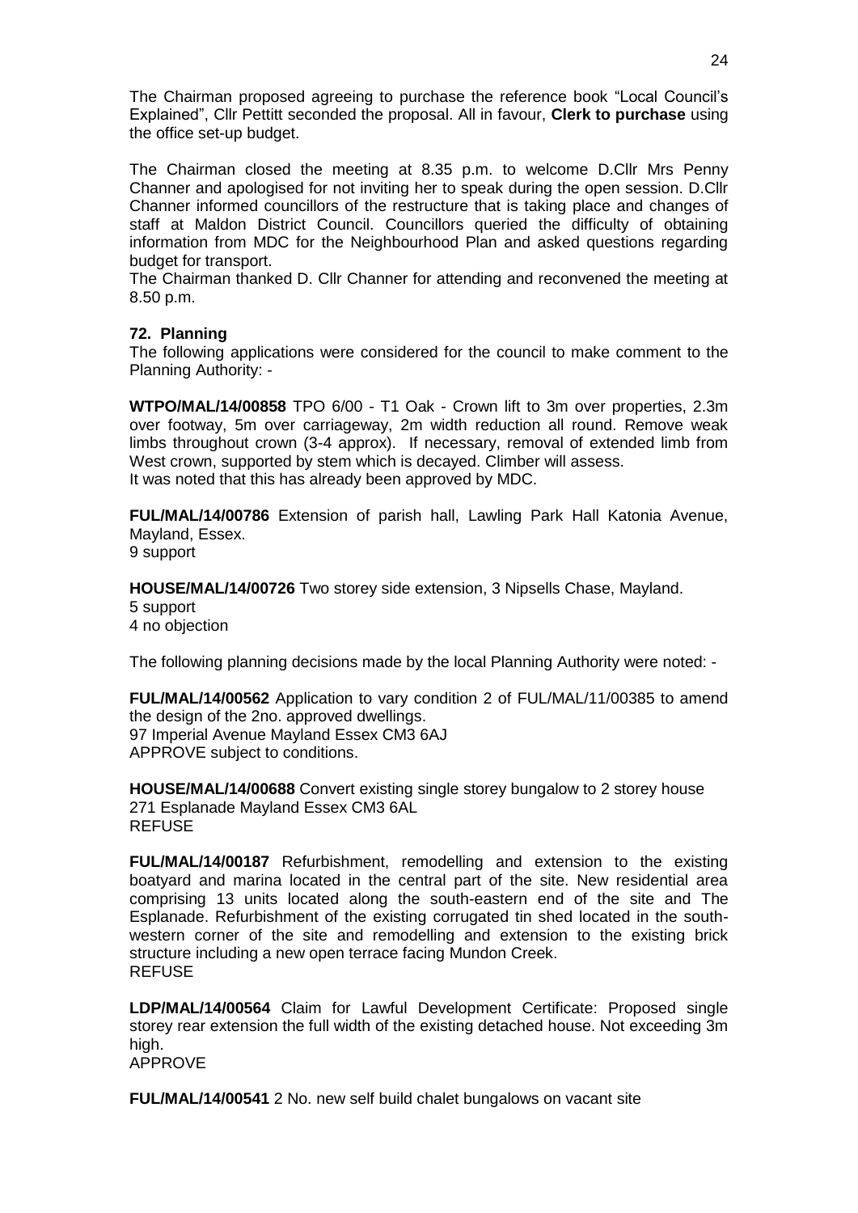The Chairman proposed agreeing to purchase the reference book "Local Council's Explained", Cllr Pettitt seconded the proposal. All in favour, **Clerk to purchase** using the office set-up budget.

The Chairman closed the meeting at 8.35 p.m. to welcome D.Cllr Mrs Penny Channer and apologised for not inviting her to speak during the open session. D.Cllr Channer informed councillors of the restructure that is taking place and changes of staff at Maldon District Council. Councillors queried the difficulty of obtaining information from MDC for the Neighbourhood Plan and asked questions regarding budget for transport.
The Chairman thanked D. Cllr Channer for attending and reconvened the meeting at 8.50 p.m.

**72. Planning**

The following applications were considered for the council to make comment to the Planning Authority: -

**WTPO/MAL/14/00858** TPO 6/00 - T1 Oak - Crown lift to 3m over properties, 2.3m over footway, 5m over carriageway, 2m width reduction all round. Remove weak limbs throughout crown (3-4 approx). If necessary, removal of extended limb from West crown, supported by stem which is decayed. Climber will assess.
It was noted that this has already been approved by MDC.

**FUL/MAL/14/00786** Extension of parish hall, Lawling Park Hall Katonia Avenue, Mayland, Essex.
9 support

**HOUSE/MAL/14/00726** Two storey side extension, 3 Nipsells Chase, Mayland.
5 support
4 no objection

The following planning decisions made by the local Planning Authority were noted: -

**FUL/MAL/14/00562** Application to vary condition 2 of FUL/MAL/11/00385 to amend the design of the 2no. approved dwellings.
97 Imperial Avenue Mayland Essex CM3 6AJ
APPROVE subject to conditions.

**HOUSE/MAL/14/00688** Convert existing single storey bungalow to 2 storey house
271 Esplanade Mayland Essex CM3 6AL
REFUSE

**FUL/MAL/14/00187** Refurbishment, remodelling and extension to the existing boatyard and marina located in the central part of the site. New residential area comprising 13 units located along the south-eastern end of the site and The Esplanade. Refurbishment of the existing corrugated tin shed located in the south-western corner of the site and remodelling and extension to the existing brick structure including a new open terrace facing Mundon Creek.
REFUSE

**LDP/MAL/14/00564** Claim for Lawful Development Certificate: Proposed single storey rear extension the full width of the existing detached house. Not exceeding 3m high.
APPROVE

**FUL/MAL/14/00541** 2 No. new self build chalet bungalows on vacant site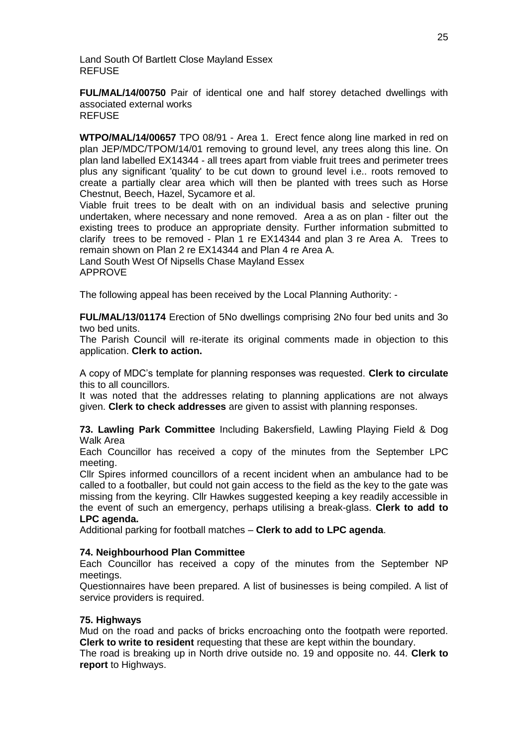Land South Of Bartlett Close Mayland Essex
REFUSE

**FUL/MAL/14/00750** Pair of identical one and half storey detached dwellings with associated external works
REFUSE

**WTPO/MAL/14/00657** TPO 08/91 - Area 1. Erect fence along line marked in red on plan JEP/MDC/TPOM/14/01 removing to ground level, any trees along this line. On plan land labelled EX14344 - all trees apart from viable fruit trees and perimeter trees plus any significant 'quality' to be cut down to ground level i.e.. roots removed to create a partially clear area which will then be planted with trees such as Horse Chestnut, Beech, Hazel, Sycamore et al.
Viable fruit trees to be dealt with on an individual basis and selective pruning undertaken, where necessary and none removed. Area a as on plan - filter out the existing trees to produce an appropriate density. Further information submitted to clarify trees to be removed - Plan 1 re EX14344 and plan 3 re Area A. Trees to remain shown on Plan 2 re EX14344 and Plan 4 re Area A.
Land South West Of Nipsells Chase Mayland Essex
APPROVE

The following appeal has been received by the Local Planning Authority: -

**FUL/MAL/13/01174** Erection of 5No dwellings comprising 2No four bed units and 3o two bed units.
The Parish Council will re-iterate its original comments made in objection to this application. **Clerk to action.**

A copy of MDC's template for planning responses was requested. **Clerk to circulate** this to all councillors.
It was noted that the addresses relating to planning applications are not always given. **Clerk to check addresses** are given to assist with planning responses.

**73. Lawling Park Committee** Including Bakersfield, Lawling Playing Field & Dog Walk Area
Each Councillor has received a copy of the minutes from the September LPC meeting.
Cllr Spires informed councillors of a recent incident when an ambulance had to be called to a footballer, but could not gain access to the field as the key to the gate was missing from the keyring. Cllr Hawkes suggested keeping a key readily accessible in the event of such an emergency, perhaps utilising a break-glass. **Clerk to add to LPC agenda.**
Additional parking for football matches – **Clerk to add to LPC agenda**.

**74. Neighbourhood Plan Committee**
Each Councillor has received a copy of the minutes from the September NP meetings.
Questionnaires have been prepared. A list of businesses is being compiled. A list of service providers is required.

**75. Highways**
Mud on the road and packs of bricks encroaching onto the footpath were reported. **Clerk to write to resident** requesting that these are kept within the boundary.
The road is breaking up in North drive outside no. 19 and opposite no. 44. **Clerk to report** to Highways.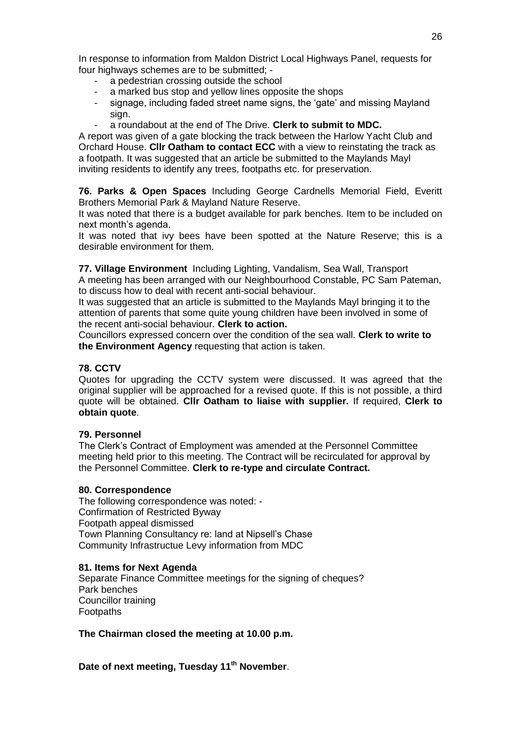In response to information from Maldon District Local Highways Panel, requests for four highways schemes are to be submitted; -

- a pedestrian crossing outside the school
- a marked bus stop and yellow lines opposite the shops
- signage, including faded street name signs, the 'gate' and missing Mayland sign.
- a roundabout at the end of The Drive. **Clerk to submit to MDC.**

A report was given of a gate blocking the track between the Harlow Yacht Club and Orchard House. **Cllr Oatham to contact ECC** with a view to reinstating the track as a footpath. It was suggested that an article be submitted to the Maylands Mayl inviting residents to identify any trees, footpaths etc. for preservation.

**76. Parks & Open Spaces** Including George Cardnells Memorial Field, Everitt Brothers Memorial Park & Mayland Nature Reserve.

It was noted that there is a budget available for park benches. Item to be included on next month's agenda.

It was noted that ivy bees have been spotted at the Nature Reserve; this is a desirable environment for them.

**77. Village Environment** Including Lighting, Vandalism, Sea Wall, Transport

A meeting has been arranged with our Neighbourhood Constable, PC Sam Pateman, to discuss how to deal with recent anti-social behaviour.

It was suggested that an article is submitted to the Maylands Mayl bringing it to the attention of parents that some quite young children have been involved in some of the recent anti-social behaviour. **Clerk to action.**

Councillors expressed concern over the condition of the sea wall. **Clerk to write to the Environment Agency** requesting that action is taken.

**78. CCTV**

Quotes for upgrading the CCTV system were discussed. It was agreed that the original supplier will be approached for a revised quote. If this is not possible, a third quote will be obtained. **Cllr Oatham to liaise with supplier.** If required, **Clerk to obtain quote**.

**79. Personnel**

The Clerk's Contract of Employment was amended at the Personnel Committee meeting held prior to this meeting. The Contract will be recirculated for approval by the Personnel Committee. **Clerk to re-type and circulate Contract.**

**80. Correspondence**

The following correspondence was noted: -
Confirmation of Restricted Byway
Footpath appeal dismissed
Town Planning Consultancy re: land at Nipsell's Chase
Community Infrastructue Levy information from MDC

**81. Items for Next Agenda**

Separate Finance Committee meetings for the signing of cheques?
Park benches
Councillor training
Footpaths

**The Chairman closed the meeting at 10.00 p.m.**

**Date of next meeting, Tuesday 11th November**.